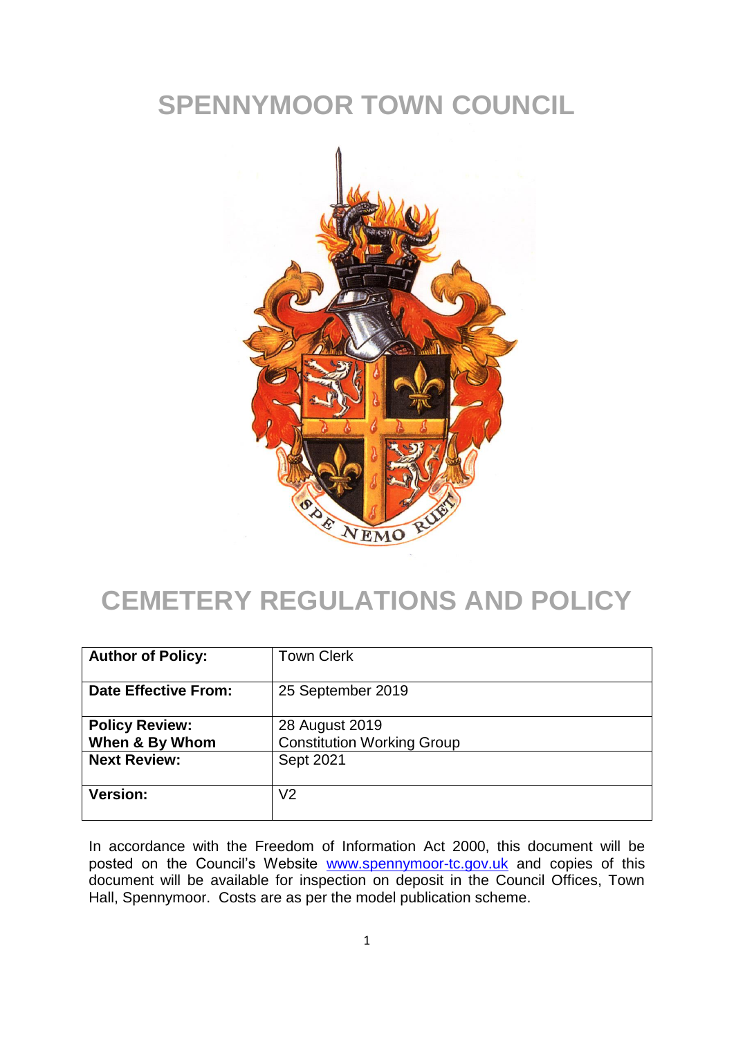# SPENNYMOOR TOWN COUNCIL

# CEMETERY REGULATIONS AND POLICY

| **Author of Policy:** | Town Clerk |
|---|---|
| **Date Effective From:** | 25 September 2019 |
| **Policy Review: When & By Whom** | 28 August 2019 Constitution Working Group |
| **Next Review:** | Sept 2021 |
| **Version:** | V2 |

In accordance with the Freedom of Information Act 2000, this document will be posted on the Council's Website www.spennymoor-tc.gov.uk and copies of this document will be available for inspection on deposit in the Council Offices, Town Hall, Spennymoor. Costs are as per the model publication scheme.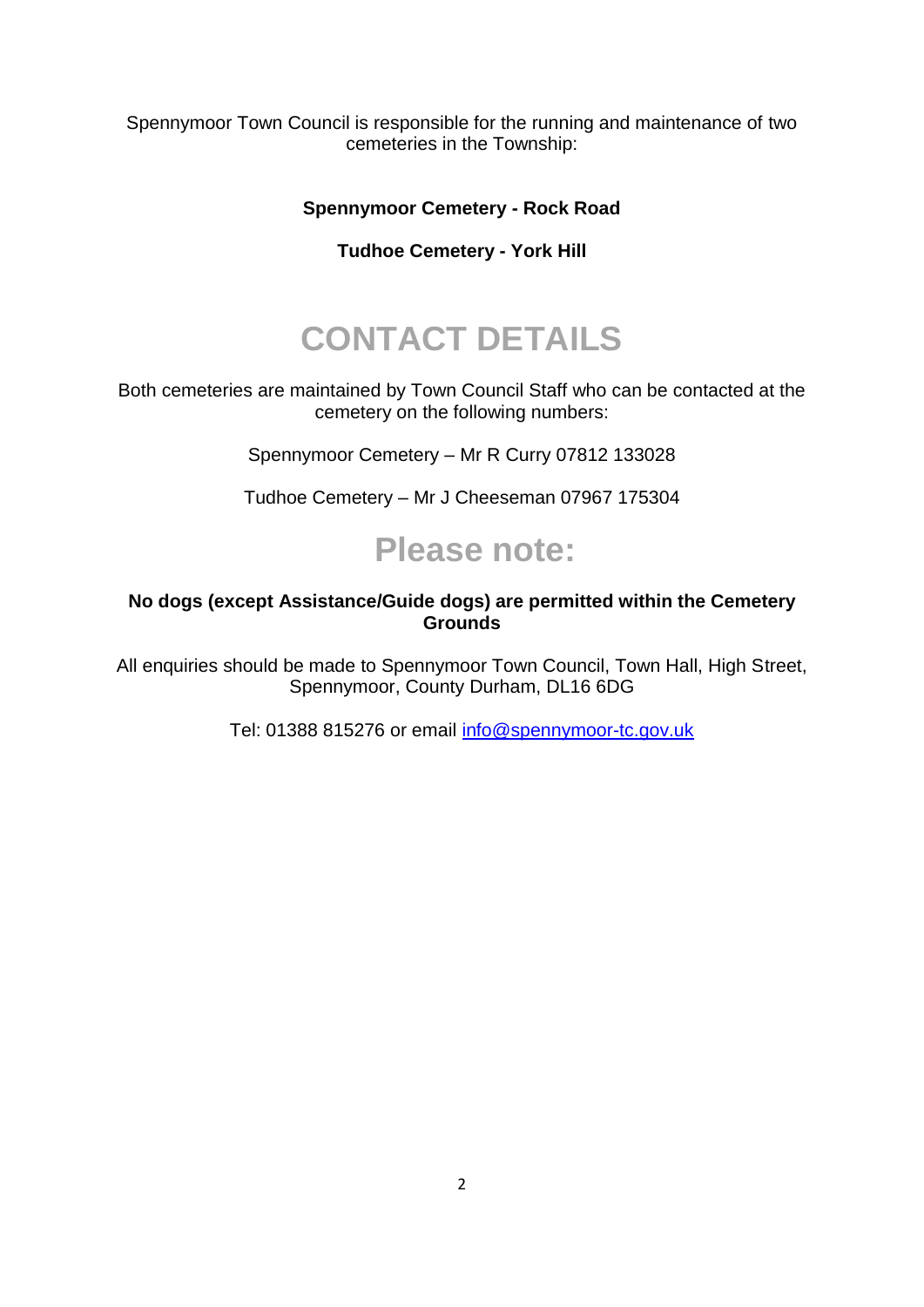Spennymoor Town Council is responsible for the running and maintenance of two cemeteries in the Township:

**Spennymoor Cemetery - Rock Road**

**Tudhoe Cemetery - York Hill**

# CONTACT DETAILS

Both cemeteries are maintained by Town Council Staff who can be contacted at the cemetery on the following numbers:

Spennymoor Cemetery – Mr R Curry 07812 133028

Tudhoe Cemetery – Mr J Cheeseman 07967 175304

## Please note:

**No dogs (except Assistance/Guide dogs) are permitted within the Cemetery Grounds**

All enquiries should be made to Spennymoor Town Council, Town Hall, High Street, Spennymoor, County Durham, DL16 6DG

Tel: 01388 815276 or email info@spennymoor-tc.gov.uk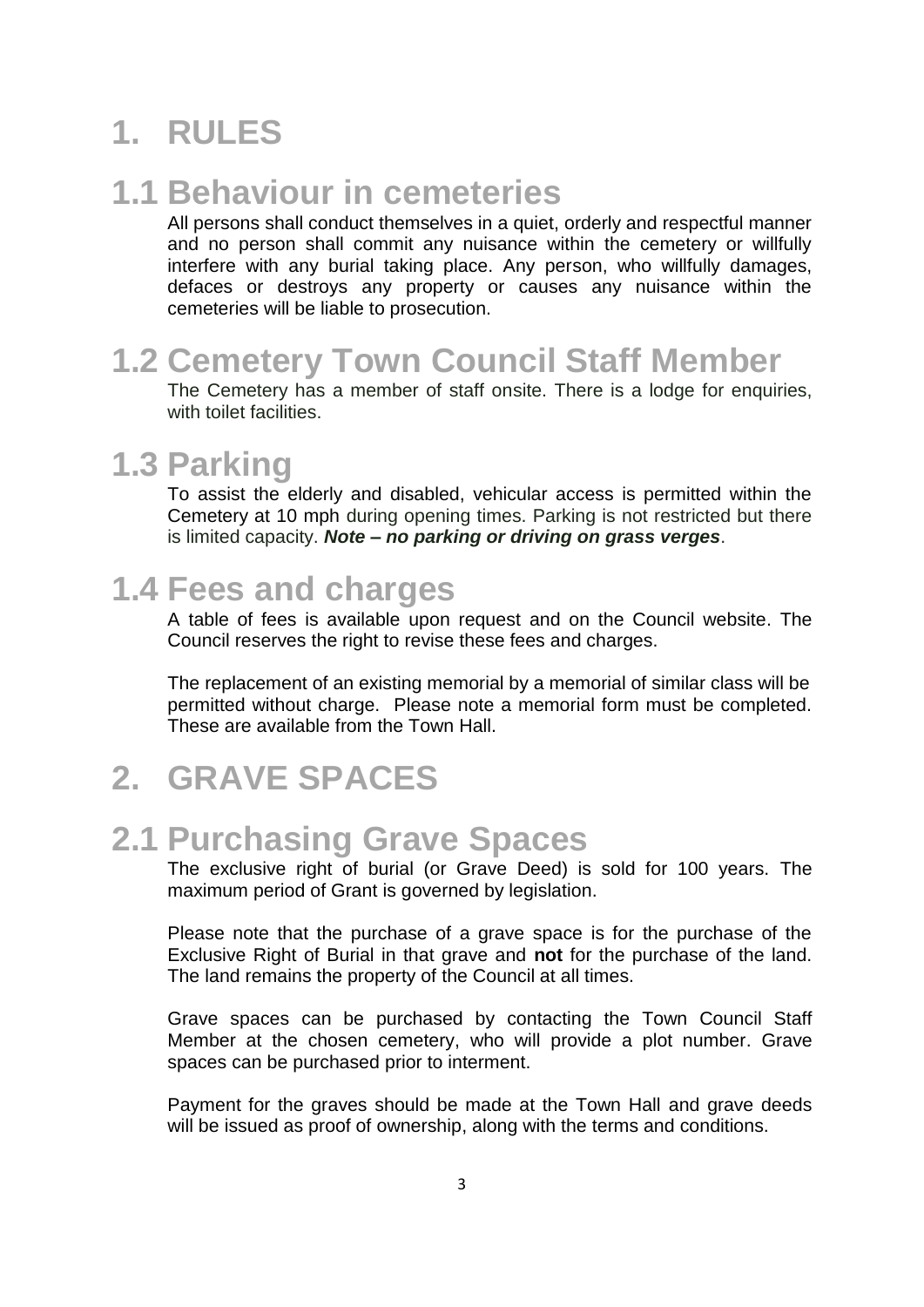# 1. RULES

## 1.1 Behaviour in cemeteries

All persons shall conduct themselves in a quiet, orderly and respectful manner and no person shall commit any nuisance within the cemetery or willfully interfere with any burial taking place. Any person, who willfully damages, defaces or destroys any property or causes any nuisance within the cemeteries will be liable to prosecution.

## 1.2 Cemetery Town Council Staff Member

The Cemetery has a member of staff onsite. There is a lodge for enquiries, with toilet facilities.

## 1.3 Parking

To assist the elderly and disabled, vehicular access is permitted within the Cemetery at 10 mph during opening times. Parking is not restricted but there is limited capacity. ***Note – no parking or driving on grass verges***.

## 1.4 Fees and charges

A table of fees is available upon request and on the Council website. The Council reserves the right to revise these fees and charges.

The replacement of an existing memorial by a memorial of similar class will be permitted without charge. Please note a memorial form must be completed. These are available from the Town Hall.

# 2. GRAVE SPACES

## 2.1 Purchasing Grave Spaces

The exclusive right of burial (or Grave Deed) is sold for 100 years. The maximum period of Grant is governed by legislation.

Please note that the purchase of a grave space is for the purchase of the Exclusive Right of Burial in that grave and **not** for the purchase of the land. The land remains the property of the Council at all times.

Grave spaces can be purchased by contacting the Town Council Staff Member at the chosen cemetery, who will provide a plot number. Grave spaces can be purchased prior to interment.

Payment for the graves should be made at the Town Hall and grave deeds will be issued as proof of ownership, along with the terms and conditions.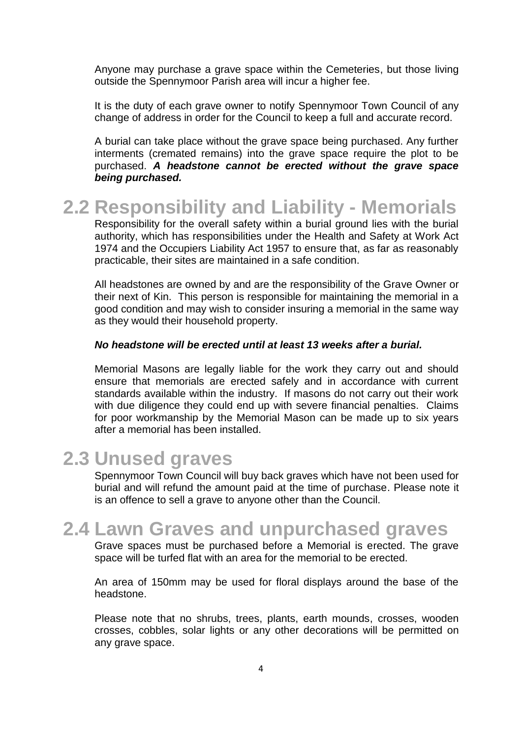Anyone may purchase a grave space within the Cemeteries, but those living outside the Spennymoor Parish area will incur a higher fee.

It is the duty of each grave owner to notify Spennymoor Town Council of any change of address in order for the Council to keep a full and accurate record.

A burial can take place without the grave space being purchased. Any further interments (cremated remains) into the grave space require the plot to be purchased. ***A headstone cannot be erected without the grave space being purchased.***

## 2.2 Responsibility and Liability - Memorials

Responsibility for the overall safety within a burial ground lies with the burial authority, which has responsibilities under the Health and Safety at Work Act 1974 and the Occupiers Liability Act 1957 to ensure that, as far as reasonably practicable, their sites are maintained in a safe condition.

All headstones are owned by and are the responsibility of the Grave Owner or their next of Kin. This person is responsible for maintaining the memorial in a good condition and may wish to consider insuring a memorial in the same way as they would their household property.

***No headstone will be erected until at least 13 weeks after a burial.***

Memorial Masons are legally liable for the work they carry out and should ensure that memorials are erected safely and in accordance with current standards available within the industry. If masons do not carry out their work with due diligence they could end up with severe financial penalties. Claims for poor workmanship by the Memorial Mason can be made up to six years after a memorial has been installed.

## 2.3 Unused graves

Spennymoor Town Council will buy back graves which have not been used for burial and will refund the amount paid at the time of purchase. Please note it is an offence to sell a grave to anyone other than the Council.

## 2.4 Lawn Graves and unpurchased graves

Grave spaces must be purchased before a Memorial is erected. The grave space will be turfed flat with an area for the memorial to be erected.

An area of 150mm may be used for floral displays around the base of the headstone.

Please note that no shrubs, trees, plants, earth mounds, crosses, wooden crosses, cobbles, solar lights or any other decorations will be permitted on any grave space.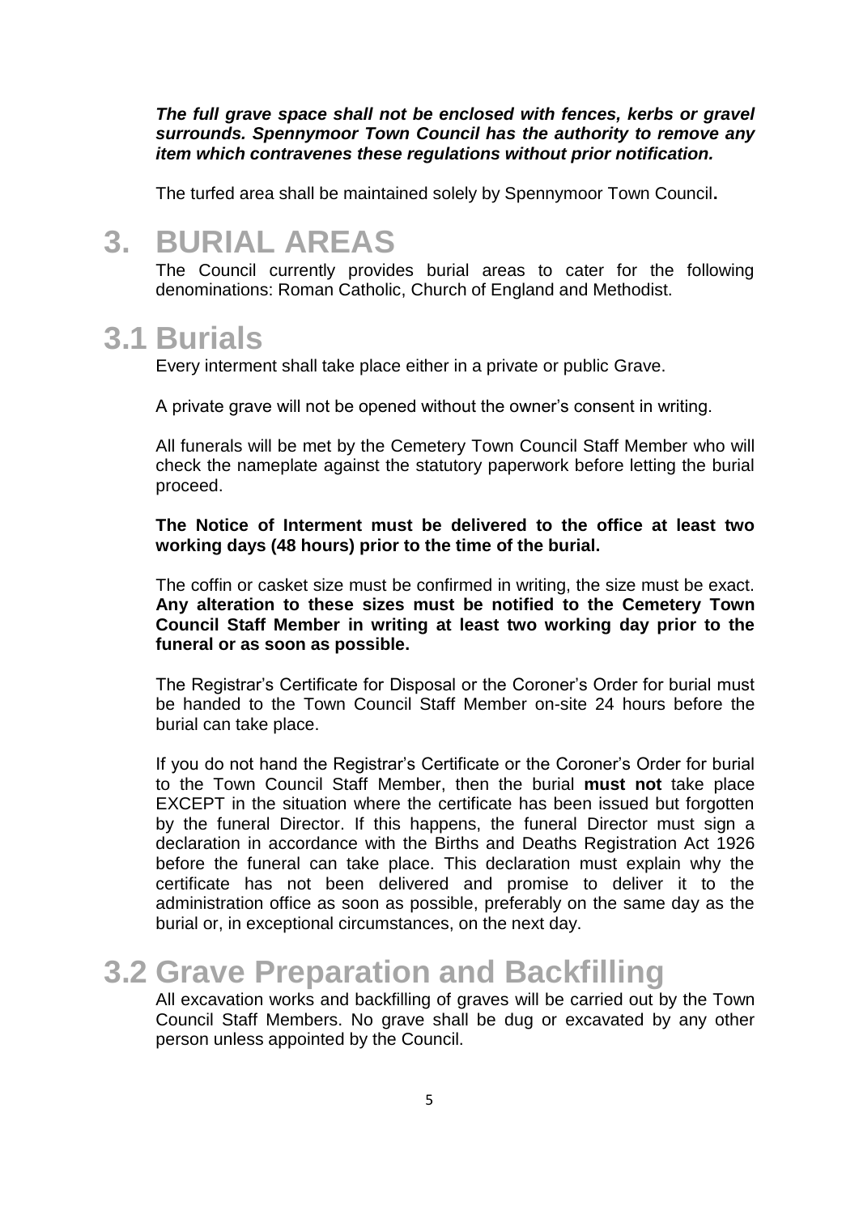***The full grave space shall not be enclosed with fences, kerbs or gravel surrounds. Spennymoor Town Council has the authority to remove any item which contravenes these regulations without prior notification.***

The turfed area shall be maintained solely by Spennymoor Town Council**.**

# 3. BURIAL AREAS

The Council currently provides burial areas to cater for the following denominations: Roman Catholic, Church of England and Methodist.

## 3.1 Burials

Every interment shall take place either in a private or public Grave.

A private grave will not be opened without the owner's consent in writing.

All funerals will be met by the Cemetery Town Council Staff Member who will check the nameplate against the statutory paperwork before letting the burial proceed.

**The Notice of Interment must be delivered to the office at least two working days (48 hours) prior to the time of the burial.**

The coffin or casket size must be confirmed in writing, the size must be exact. **Any alteration to these sizes must be notified to the Cemetery Town Council Staff Member in writing at least two working day prior to the funeral or as soon as possible.**

The Registrar's Certificate for Disposal or the Coroner's Order for burial must be handed to the Town Council Staff Member on-site 24 hours before the burial can take place.

If you do not hand the Registrar's Certificate or the Coroner's Order for burial to the Town Council Staff Member, then the burial **must not** take place EXCEPT in the situation where the certificate has been issued but forgotten by the funeral Director. If this happens, the funeral Director must sign a declaration in accordance with the Births and Deaths Registration Act 1926 before the funeral can take place. This declaration must explain why the certificate has not been delivered and promise to deliver it to the administration office as soon as possible, preferably on the same day as the burial or, in exceptional circumstances, on the next day.

## 3.2 Grave Preparation and Backfilling

All excavation works and backfilling of graves will be carried out by the Town Council Staff Members. No grave shall be dug or excavated by any other person unless appointed by the Council.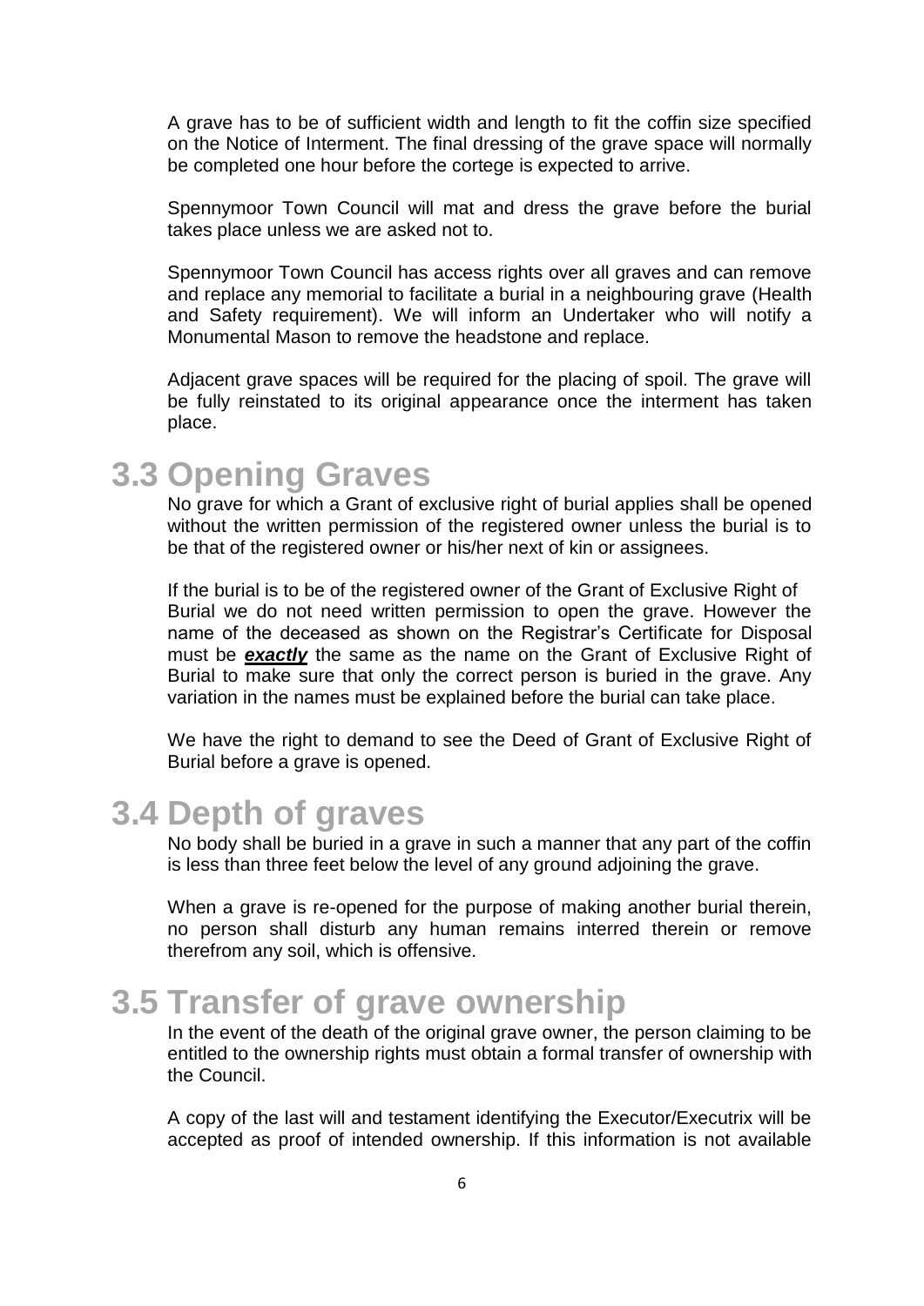A grave has to be of sufficient width and length to fit the coffin size specified on the Notice of Interment. The final dressing of the grave space will normally be completed one hour before the cortege is expected to arrive.

Spennymoor Town Council will mat and dress the grave before the burial takes place unless we are asked not to.

Spennymoor Town Council has access rights over all graves and can remove and replace any memorial to facilitate a burial in a neighbouring grave (Health and Safety requirement). We will inform an Undertaker who will notify a Monumental Mason to remove the headstone and replace.

Adjacent grave spaces will be required for the placing of spoil. The grave will be fully reinstated to its original appearance once the interment has taken place.

## 3.3 Opening Graves

No grave for which a Grant of exclusive right of burial applies shall be opened without the written permission of the registered owner unless the burial is to be that of the registered owner or his/her next of kin or assignees.

If the burial is to be of the registered owner of the Grant of Exclusive Right of Burial we do not need written permission to open the grave. However the name of the deceased as shown on the Registrar's Certificate for Disposal must be ***exactly*** the same as the name on the Grant of Exclusive Right of Burial to make sure that only the correct person is buried in the grave. Any variation in the names must be explained before the burial can take place.

We have the right to demand to see the Deed of Grant of Exclusive Right of Burial before a grave is opened.

## 3.4 Depth of graves

No body shall be buried in a grave in such a manner that any part of the coffin is less than three feet below the level of any ground adjoining the grave.

When a grave is re-opened for the purpose of making another burial therein, no person shall disturb any human remains interred therein or remove therefrom any soil, which is offensive.

## 3.5 Transfer of grave ownership

In the event of the death of the original grave owner, the person claiming to be entitled to the ownership rights must obtain a formal transfer of ownership with the Council.

A copy of the last will and testament identifying the Executor/Executrix will be accepted as proof of intended ownership. If this information is not available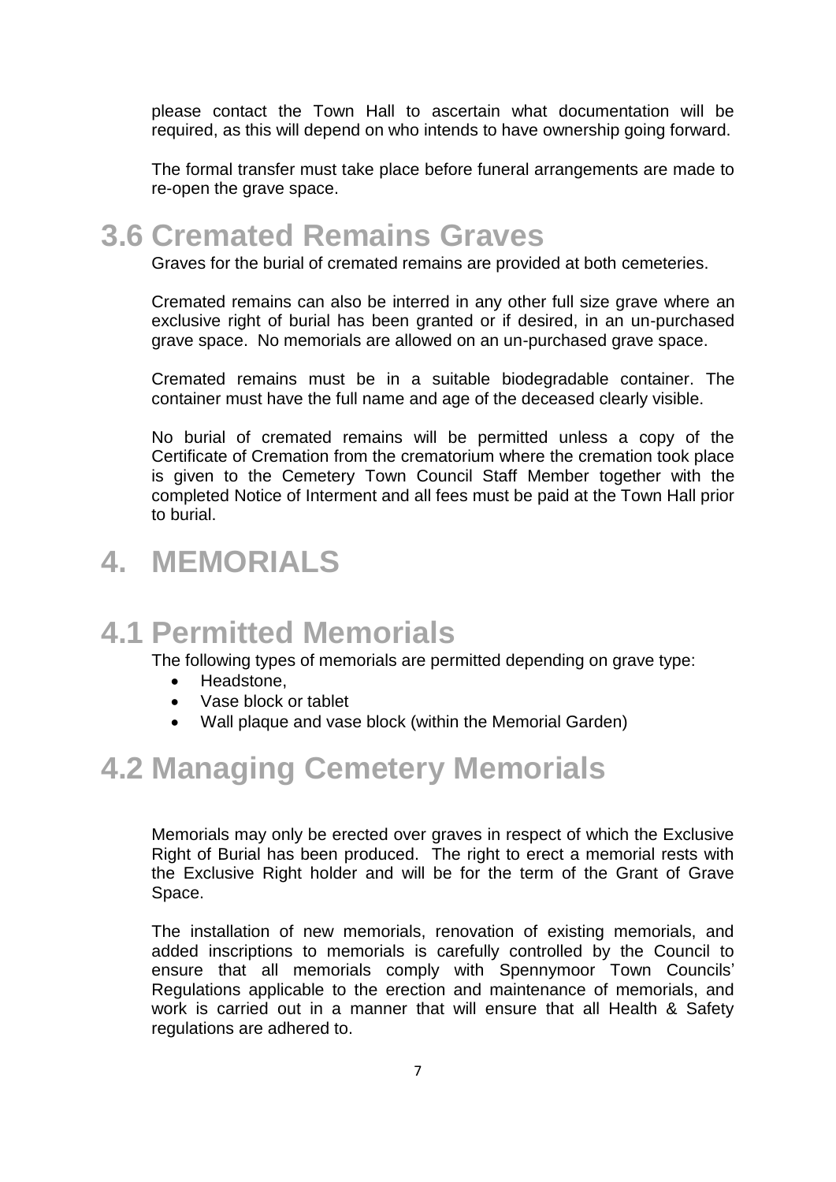please contact the Town Hall to ascertain what documentation will be required, as this will depend on who intends to have ownership going forward.

The formal transfer must take place before funeral arrangements are made to re-open the grave space.

## 3.6 Cremated Remains Graves

Graves for the burial of cremated remains are provided at both cemeteries.

Cremated remains can also be interred in any other full size grave where an exclusive right of burial has been granted or if desired, in an un-purchased grave space. No memorials are allowed on an un-purchased grave space.

Cremated remains must be in a suitable biodegradable container. The container must have the full name and age of the deceased clearly visible.

No burial of cremated remains will be permitted unless a copy of the Certificate of Cremation from the crematorium where the cremation took place is given to the Cemetery Town Council Staff Member together with the completed Notice of Interment and all fees must be paid at the Town Hall prior to burial.

# 4. MEMORIALS

## 4.1 Permitted Memorials

The following types of memorials are permitted depending on grave type:

- Headstone,
- Vase block or tablet
- Wall plaque and vase block (within the Memorial Garden)

## 4.2 Managing Cemetery Memorials

Memorials may only be erected over graves in respect of which the Exclusive Right of Burial has been produced. The right to erect a memorial rests with the Exclusive Right holder and will be for the term of the Grant of Grave Space.

The installation of new memorials, renovation of existing memorials, and added inscriptions to memorials is carefully controlled by the Council to ensure that all memorials comply with Spennymoor Town Councils' Regulations applicable to the erection and maintenance of memorials, and work is carried out in a manner that will ensure that all Health & Safety regulations are adhered to.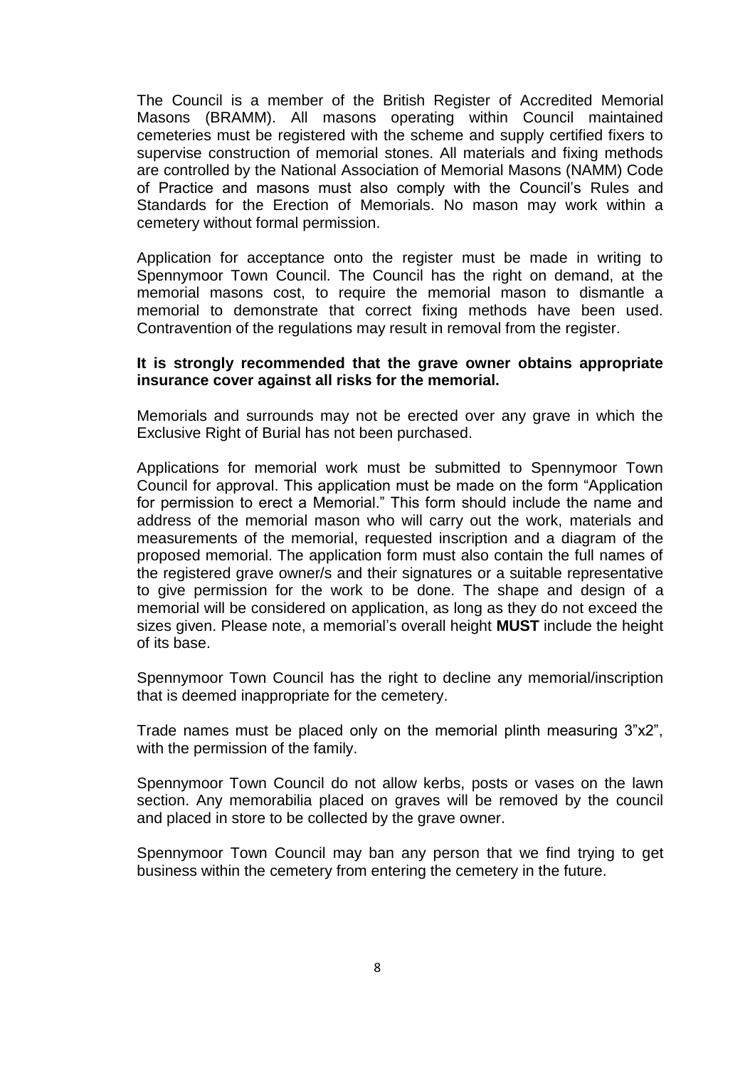The Council is a member of the British Register of Accredited Memorial Masons (BRAMM). All masons operating within Council maintained cemeteries must be registered with the scheme and supply certified fixers to supervise construction of memorial stones. All materials and fixing methods are controlled by the National Association of Memorial Masons (NAMM) Code of Practice and masons must also comply with the Council's Rules and Standards for the Erection of Memorials. No mason may work within a cemetery without formal permission.

Application for acceptance onto the register must be made in writing to Spennymoor Town Council. The Council has the right on demand, at the memorial masons cost, to require the memorial mason to dismantle a memorial to demonstrate that correct fixing methods have been used. Contravention of the regulations may result in removal from the register.

**It is strongly recommended that the grave owner obtains appropriate insurance cover against all risks for the memorial.**

Memorials and surrounds may not be erected over any grave in which the Exclusive Right of Burial has not been purchased.

Applications for memorial work must be submitted to Spennymoor Town Council for approval. This application must be made on the form "Application for permission to erect a Memorial." This form should include the name and address of the memorial mason who will carry out the work, materials and measurements of the memorial, requested inscription and a diagram of the proposed memorial. The application form must also contain the full names of the registered grave owner/s and their signatures or a suitable representative to give permission for the work to be done. The shape and design of a memorial will be considered on application, as long as they do not exceed the sizes given. Please note, a memorial's overall height **MUST** include the height of its base.

Spennymoor Town Council has the right to decline any memorial/inscription that is deemed inappropriate for the cemetery.

Trade names must be placed only on the memorial plinth measuring 3"x2", with the permission of the family.

Spennymoor Town Council do not allow kerbs, posts or vases on the lawn section. Any memorabilia placed on graves will be removed by the council and placed in store to be collected by the grave owner.

Spennymoor Town Council may ban any person that we find trying to get business within the cemetery from entering the cemetery in the future.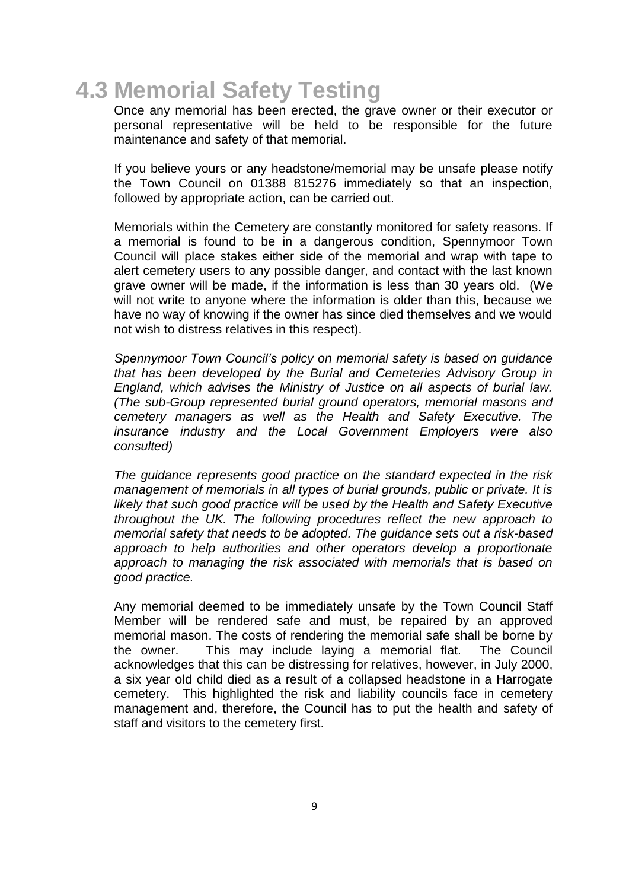## 4.3 Memorial Safety Testing

Once any memorial has been erected, the grave owner or their executor or personal representative will be held to be responsible for the future maintenance and safety of that memorial.

If you believe yours or any headstone/memorial may be unsafe please notify the Town Council on 01388 815276 immediately so that an inspection, followed by appropriate action, can be carried out.

Memorials within the Cemetery are constantly monitored for safety reasons. If a memorial is found to be in a dangerous condition, Spennymoor Town Council will place stakes either side of the memorial and wrap with tape to alert cemetery users to any possible danger, and contact with the last known grave owner will be made, if the information is less than 30 years old. (We will not write to anyone where the information is older than this, because we have no way of knowing if the owner has since died themselves and we would not wish to distress relatives in this respect).

*Spennymoor Town Council's policy on memorial safety is based on guidance that has been developed by the Burial and Cemeteries Advisory Group in England, which advises the Ministry of Justice on all aspects of burial law. (The sub-Group represented burial ground operators, memorial masons and cemetery managers as well as the Health and Safety Executive. The insurance industry and the Local Government Employers were also consulted)*

*The guidance represents good practice on the standard expected in the risk management of memorials in all types of burial grounds, public or private. It is likely that such good practice will be used by the Health and Safety Executive throughout the UK. The following procedures reflect the new approach to memorial safety that needs to be adopted. The guidance sets out a risk-based approach to help authorities and other operators develop a proportionate approach to managing the risk associated with memorials that is based on good practice.*

Any memorial deemed to be immediately unsafe by the Town Council Staff Member will be rendered safe and must, be repaired by an approved memorial mason. The costs of rendering the memorial safe shall be borne by the owner. This may include laying a memorial flat. The Council acknowledges that this can be distressing for relatives, however, in July 2000, a six year old child died as a result of a collapsed headstone in a Harrogate cemetery. This highlighted the risk and liability councils face in cemetery management and, therefore, the Council has to put the health and safety of staff and visitors to the cemetery first.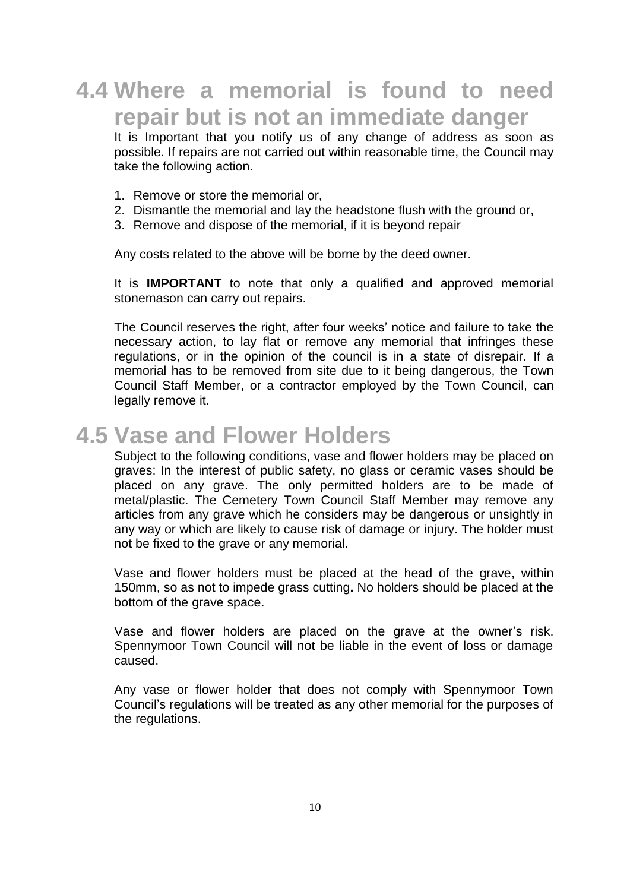## 4.4 Where a memorial is found to need repair but is not an immediate danger

It is Important that you notify us of any change of address as soon as possible. If repairs are not carried out within reasonable time, the Council may take the following action.

1. Remove or store the memorial or,
2. Dismantle the memorial and lay the headstone flush with the ground or,
3. Remove and dispose of the memorial, if it is beyond repair

Any costs related to the above will be borne by the deed owner.

It is **IMPORTANT** to note that only a qualified and approved memorial stonemason can carry out repairs.

The Council reserves the right, after four weeks' notice and failure to take the necessary action, to lay flat or remove any memorial that infringes these regulations, or in the opinion of the council is in a state of disrepair. If a memorial has to be removed from site due to it being dangerous, the Town Council Staff Member, or a contractor employed by the Town Council, can legally remove it.

## 4.5 Vase and Flower Holders

Subject to the following conditions, vase and flower holders may be placed on graves: In the interest of public safety, no glass or ceramic vases should be placed on any grave. The only permitted holders are to be made of metal/plastic. The Cemetery Town Council Staff Member may remove any articles from any grave which he considers may be dangerous or unsightly in any way or which are likely to cause risk of damage or injury. The holder must not be fixed to the grave or any memorial.

Vase and flower holders must be placed at the head of the grave, within 150mm, so as not to impede grass cutting**.** No holders should be placed at the bottom of the grave space.

Vase and flower holders are placed on the grave at the owner's risk. Spennymoor Town Council will not be liable in the event of loss or damage caused.

Any vase or flower holder that does not comply with Spennymoor Town Council's regulations will be treated as any other memorial for the purposes of the regulations.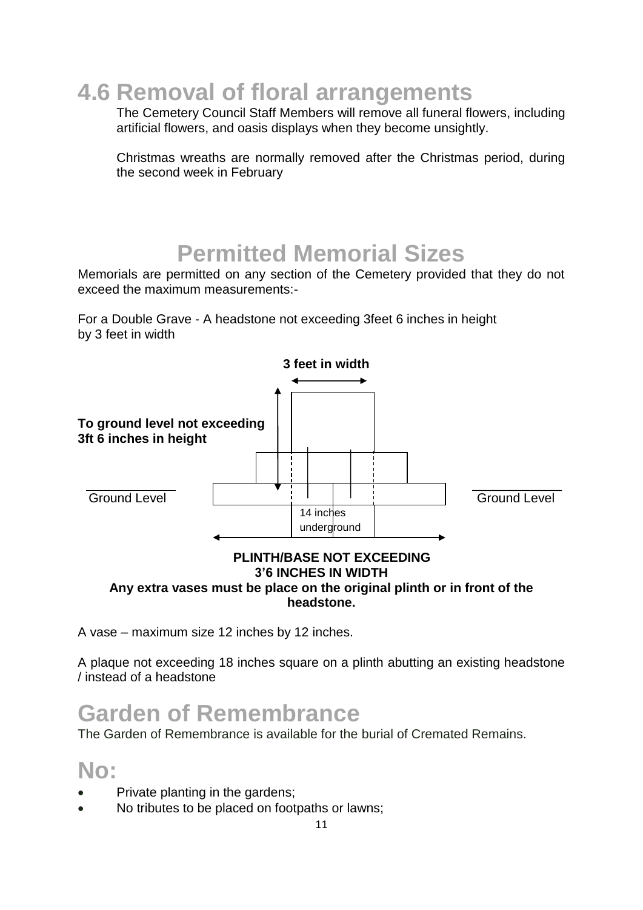## 4.6 Removal of floral arrangements

The Cemetery Council Staff Members will remove all funeral flowers, including artificial flowers, and oasis displays when they become unsightly.

Christmas wreaths are normally removed after the Christmas period, during the second week in February

# Permitted Memorial Sizes

Memorials are permitted on any section of the Cemetery provided that they do not exceed the maximum measurements:-

For a Double Grave - A headstone not exceeding 3feet 6 inches in height by 3 feet in width

**3 feet in width**

**To ground level not exceeding 3ft 6 inches in height**

Ground Level

Ground Level

14 inches underground

**PLINTH/BASE NOT EXCEEDING 3'6 INCHES IN WIDTH**

**Any extra vases must be place on the original plinth or in front of the headstone.**

A vase – maximum size 12 inches by 12 inches.

A plaque not exceeding 18 inches square on a plinth abutting an existing headstone / instead of a headstone

## Garden of Remembrance

The Garden of Remembrance is available for the burial of Cremated Remains.

## No:

- Private planting in the gardens;
- No tributes to be placed on footpaths or lawns;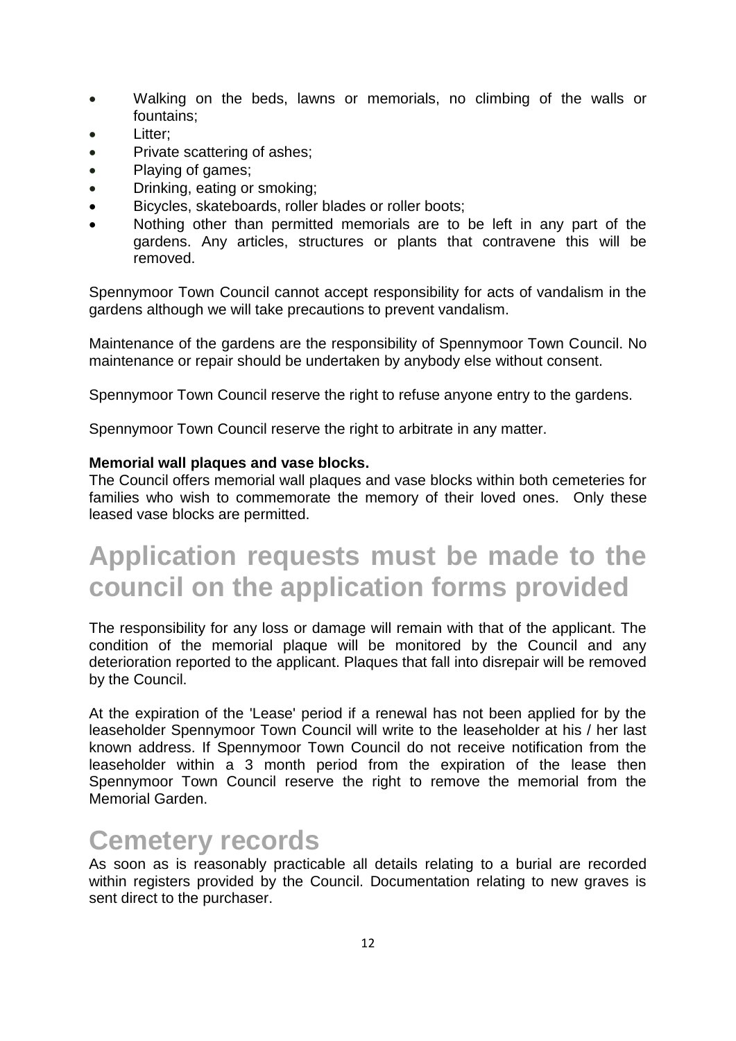- Walking on the beds, lawns or memorials, no climbing of the walls or fountains;
- Litter;
- Private scattering of ashes;
- Playing of games;
- Drinking, eating or smoking;
- Bicycles, skateboards, roller blades or roller boots;
- Nothing other than permitted memorials are to be left in any part of the gardens. Any articles, structures or plants that contravene this will be removed.

Spennymoor Town Council cannot accept responsibility for acts of vandalism in the gardens although we will take precautions to prevent vandalism.

Maintenance of the gardens are the responsibility of Spennymoor Town Council. No maintenance or repair should be undertaken by anybody else without consent.

Spennymoor Town Council reserve the right to refuse anyone entry to the gardens.

Spennymoor Town Council reserve the right to arbitrate in any matter.

**Memorial wall plaques and vase blocks.**

The Council offers memorial wall plaques and vase blocks within both cemeteries for families who wish to commemorate the memory of their loved ones. Only these leased vase blocks are permitted.

# Application requests must be made to the council on the application forms provided

The responsibility for any loss or damage will remain with that of the applicant. The condition of the memorial plaque will be monitored by the Council and any deterioration reported to the applicant. Plaques that fall into disrepair will be removed by the Council.

At the expiration of the 'Lease' period if a renewal has not been applied for by the leaseholder Spennymoor Town Council will write to the leaseholder at his / her last known address. If Spennymoor Town Council do not receive notification from the leaseholder within a 3 month period from the expiration of the lease then Spennymoor Town Council reserve the right to remove the memorial from the Memorial Garden.

## Cemetery records

As soon as is reasonably practicable all details relating to a burial are recorded within registers provided by the Council. Documentation relating to new graves is sent direct to the purchaser.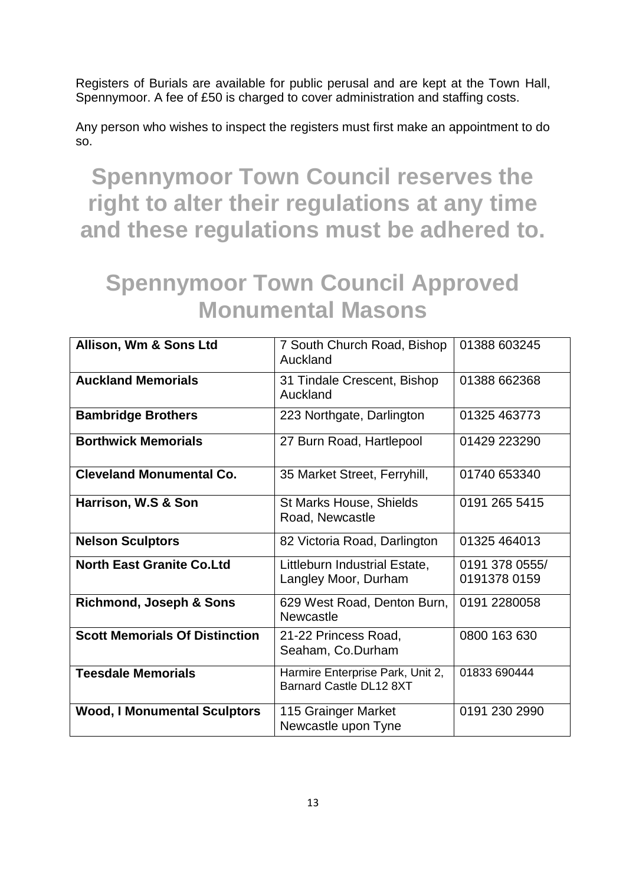Registers of Burials are available for public perusal and are kept at the Town Hall, Spennymoor. A fee of £50 is charged to cover administration and staffing costs.

Any person who wishes to inspect the registers must first make an appointment to do so.

# Spennymoor Town Council reserves the right to alter their regulations at any time and these regulations must be adhered to.

# Spennymoor Town Council Approved Monumental Masons

| | | |
|---|---|---|
| **Allison, Wm & Sons Ltd** | 7 South Church Road, Bishop Auckland | 01388 603245 |
| **Auckland Memorials** | 31 Tindale Crescent, Bishop Auckland | 01388 662368 |
| **Bambridge Brothers** | 223 Northgate, Darlington | 01325 463773 |
| **Borthwick Memorials** | 27 Burn Road, Hartlepool | 01429 223290 |
| **Cleveland Monumental Co.** | 35 Market Street, Ferryhill, | 01740 653340 |
| **Harrison, W.S & Son** | St Marks House, Shields Road, Newcastle | 0191 265 5415 |
| **Nelson Sculptors** | 82 Victoria Road, Darlington | 01325 464013 |
| **North East Granite Co.Ltd** | Littleburn Industrial Estate, Langley Moor, Durham | 0191 378 0555/ 0191378 0159 |
| **Richmond, Joseph & Sons** | 629 West Road, Denton Burn, Newcastle | 0191 2280058 |
| **Scott Memorials Of Distinction** | 21-22 Princess Road, Seaham, Co.Durham | 0800 163 630 |
| **Teesdale Memorials** | Harmire Enterprise Park, Unit 2, Barnard Castle DL12 8XT | 01833 690444 |
| **Wood, I Monumental Sculptors** | 115 Grainger Market Newcastle upon Tyne | 0191 230 2990 |